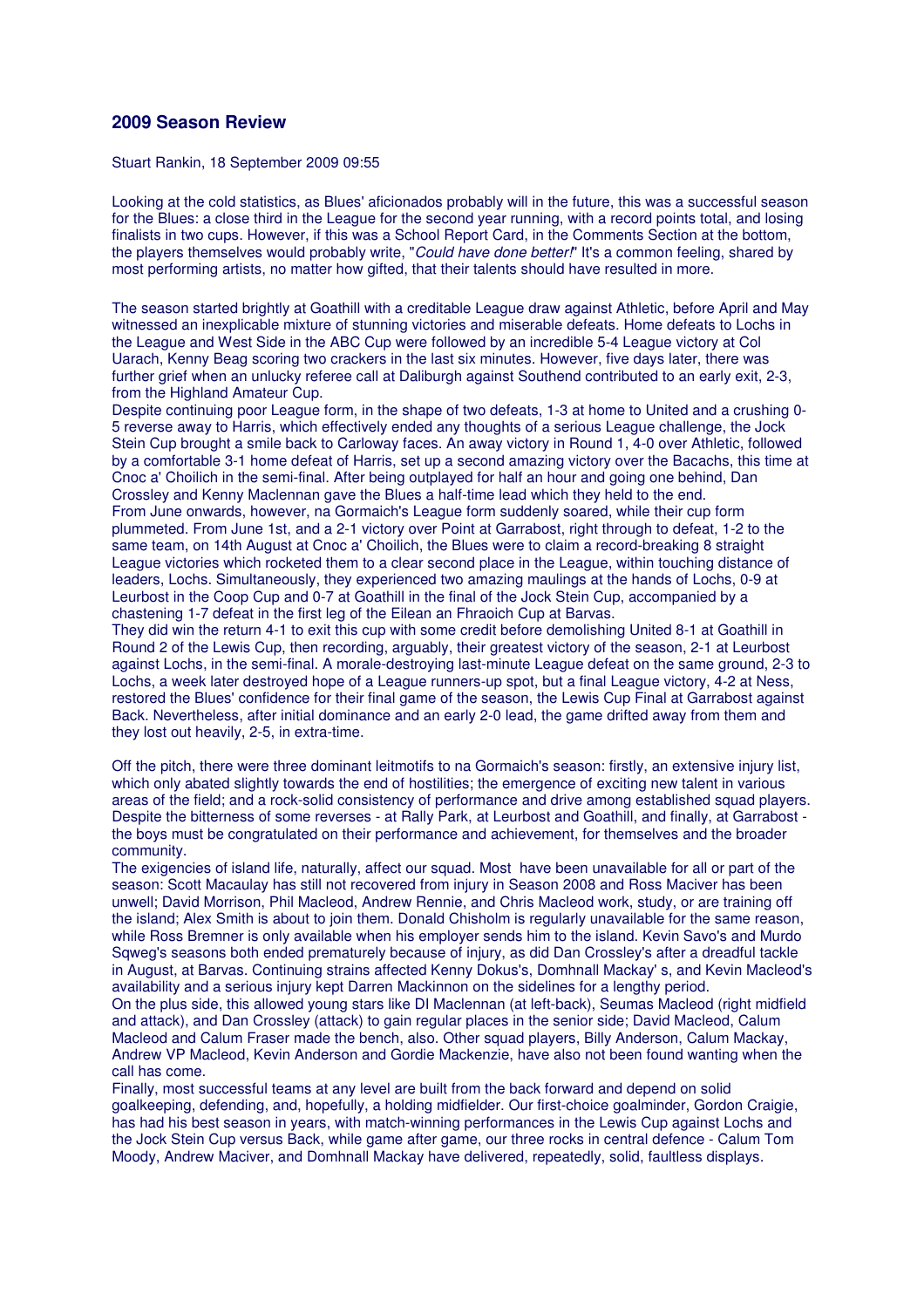## 2009 Season Review

Stuart Rankin, 18 September 2009 09:55

Looking at the cold statistics, as Blues' aficionados probably will in the future, this was a successful season for the Blues: a close third in the League for the second year running, with a record points total, and losing finalists in two cups. However, if this was a School Report Card, in the Comments Section at the bottom, the players themselves would probably write, "*Could have done better!*" It's a common feeling, shared by most performing artists, no matter how gifted, that their talents should have resulted in more.

The season started brightly at Goathill with a creditable League draw against Athletic, before April and May witnessed an inexplicable mixture of stunning victories and miserable defeats. Home defeats to Lochs in the League and West Side in the ABC Cup were followed by an incredible 5-4 League victory at Col Uarach, Kenny Beag scoring two crackers in the last six minutes. However, five days later, there was further grief when an unlucky referee call at Daliburgh against Southend contributed to an early exit, 2-3, from the Highland Amateur Cup.

Despite continuing poor League form, in the shape of two defeats, 1-3 at home to United and a crushing 0-5 reverse away to Harris, which effectively ended any thoughts of a serious League challenge, the Jock Stein Cup brought a smile back to Carloway faces. An away victory in Round 1, 4-0 over Athletic, followed by a comfortable 3-1 home defeat of Harris, set up a second amazing victory over the Bacachs, this time at Cnoc a' Choilich in the semi-final. After being outplayed for half an hour and going one behind, Dan Crossley and Kenny Maclennan gave the Blues a half-time lead which they held to the end.

From June onwards, however, na Gormaich's League form suddenly soared, while their cup form plummeted. From June 1st, and a 2-1 victory over Point at Garrabost, right through to defeat, 1-2 to the same team, on 14th August at Cnoc a' Choilich, the Blues were to claim a record-breaking 8 straight League victories which rocketed them to a clear second place in the League, within touching distance of leaders, Lochs. Simultaneously, they experienced two amazing maulings at the hands of Lochs, 0-9 at Leurbost in the Coop Cup and 0-7 at Goathill in the final of the Jock Stein Cup, accompanied by a chastening 1-7 defeat in the first leg of the Eilean an Fhraoich Cup at Barvas.

They did win the return 4-1 to exit this cup with some credit before demolishing United 8-1 at Goathill in Round 2 of the Lewis Cup, then recording, arguably, their greatest victory of the season, 2-1 at Leurbost against Lochs, in the semi-final. A morale-destroying last-minute League defeat on the same ground, 2-3 to Lochs, a week later destroyed hope of a League runners-up spot, but a final League victory, 4-2 at Ness, restored the Blues' confidence for their final game of the season, the Lewis Cup Final at Garrabost against Back. Nevertheless, after initial dominance and an early 2-0 lead, the game drifted away from them and they lost out heavily, 2-5, in extra-time.

Off the pitch, there were three dominant leitmotifs to na Gormaich's season: firstly, an extensive injury list, which only abated slightly towards the end of hostilities; the emergence of exciting new talent in various areas of the field; and a rock-solid consistency of performance and drive among established squad players. Despite the bitterness of some reverses - at Rally Park, at Leurbost and Goathill, and finally, at Garrabost - the boys must be congratulated on their performance and achievement, for themselves and the broader community.

The exigencies of island life, naturally, affect our squad. Most have been unavailable for all or part of the season: Scott Macaulay has still not recovered from injury in Season 2008 and Ross Maciver has been unwell; David Morrison, Phil Macleod, Andrew Rennie, and Chris Macleod work, study, or are training off the island; Alex Smith is about to join them. Donald Chisholm is regularly unavailable for the same reason, while Ross Bremner is only available when his employer sends him to the island. Kevin Savo's and Murdo Sqweg's seasons both ended prematurely because of injury, as did Dan Crossley's after a dreadful tackle in August, at Barvas. Continuing strains affected Kenny Dokus's, Domhnall Mackay' s, and Kevin Macleod's availability and a serious injury kept Darren Mackinnon on the sidelines for a lengthy period.

On the plus side, this allowed young stars like DI Maclennan (at left-back), Seumas Macleod (right midfield and attack), and Dan Crossley (attack) to gain regular places in the senior side; David Macleod, Calum Macleod and Calum Fraser made the bench, also. Other squad players, Billy Anderson, Calum Mackay, Andrew VP Macleod, Kevin Anderson and Gordie Mackenzie, have also not been found wanting when the call has come.

Finally, most successful teams at any level are built from the back forward and depend on solid goalkeeping, defending, and, hopefully, a holding midfielder. Our first-choice goalminder, Gordon Craigie, has had his best season in years, with match-winning performances in the Lewis Cup against Lochs and the Jock Stein Cup versus Back, while game after game, our three rocks in central defence - Calum Tom Moody, Andrew Maciver, and Domhnall Mackay have delivered, repeatedly, solid, faultless displays.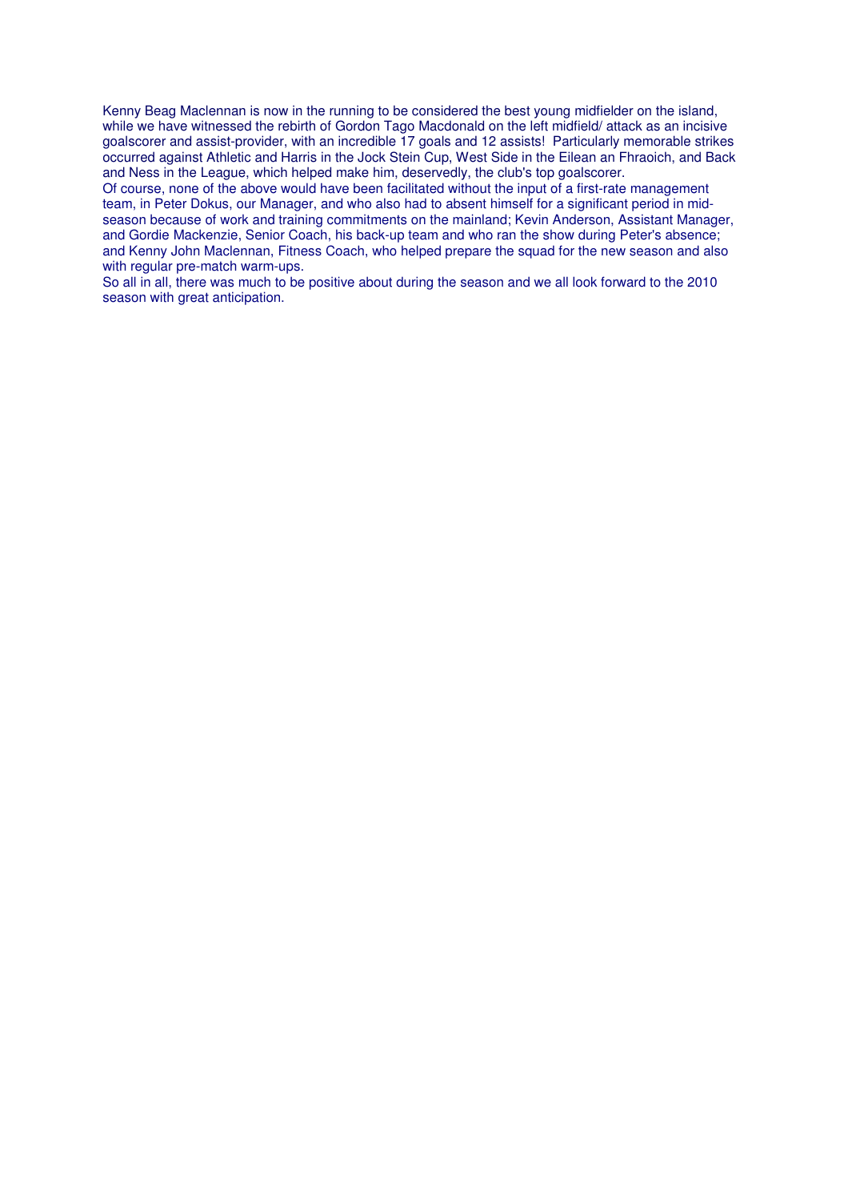Kenny Beag Maclennan is now in the running to be considered the best young midfielder on the island, while we have witnessed the rebirth of Gordon Tago Macdonald on the left midfield/ attack as an incisive goalscorer and assist-provider, with an incredible 17 goals and 12 assists! Particularly memorable strikes occurred against Athletic and Harris in the Jock Stein Cup, West Side in the Eilean an Fhraoich, and Back and Ness in the League, which helped make him, deservedly, the club's top goalscorer.

Of course, none of the above would have been facilitated without the input of a first-rate management team, in Peter Dokus, our Manager, and who also had to absent himself for a significant period in mid-season because of work and training commitments on the mainland; Kevin Anderson, Assistant Manager, and Gordie Mackenzie, Senior Coach, his back-up team and who ran the show during Peter's absence; and Kenny John Maclennan, Fitness Coach, who helped prepare the squad for the new season and also with regular pre-match warm-ups.

So all in all, there was much to be positive about during the season and we all look forward to the 2010 season with great anticipation.